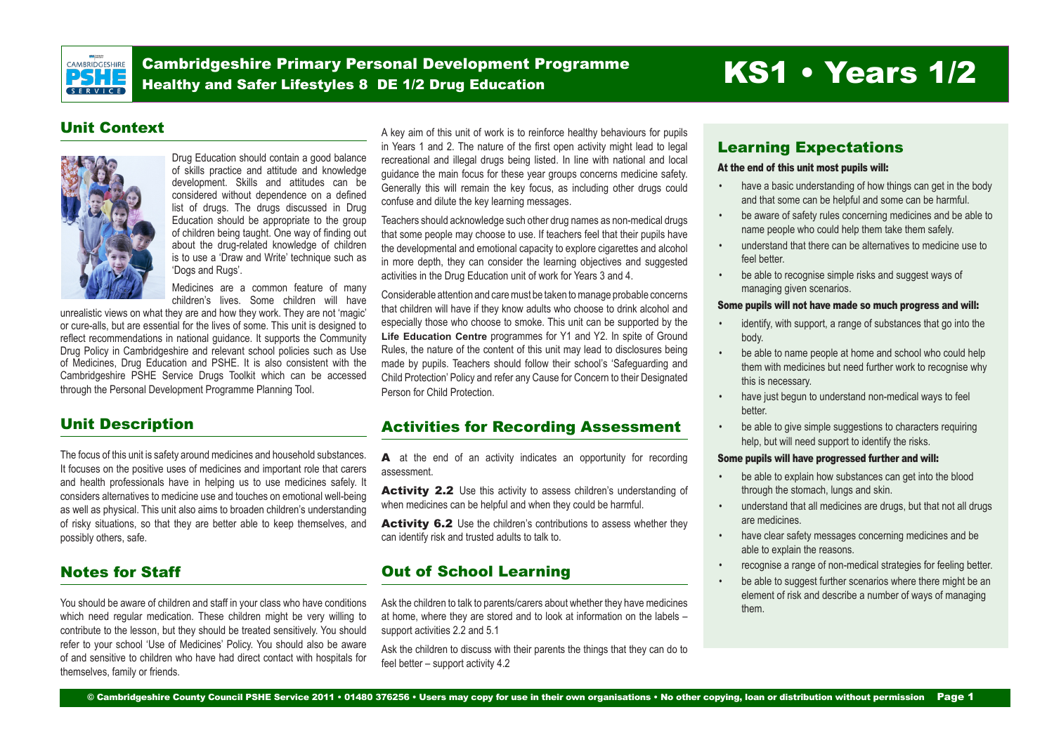# Cambridgeshire Primary Personal Development Programme

## Healthy and Safer Lifestyles 8 DE 1/2 Drug Education

# KS1 • Years 1/2

## Unit Context

Drug Education should contain a good balance of skills practice and attitude and knowledge development. Skills and attitudes can be considered without dependence on a defined list of drugs. The drugs discussed in Drug Education should be appropriate to the group of children being taught. One way of finding out about the drug-related knowledge of children is to use a 'Draw and Write' technique such as 'Dogs and Rugs'.

Medicines are a common feature of many children's lives. Some children will have unrealistic views on what they are and how they work. They are not 'magic' or cure-alls, but are essential for the lives of some. This unit is designed to reflect recommendations in national guidance. It supports the Community Drug Policy in Cambridgeshire and relevant school policies such as Use of Medicines, Drug Education and PSHE. It is also consistent with the Cambridgeshire PSHE Service Drugs Toolkit which can be accessed through the Personal Development Programme Planning Tool.

## Unit Description

The focus of this unit is safety around medicines and household substances. It focuses on the positive uses of medicines and important role that carers and health professionals have in helping us to use medicines safely. It considers alternatives to medicine use and touches on emotional well-being as well as physical. This unit also aims to broaden children's understanding of risky situations, so that they are better able to keep themselves, and possibly others, safe.

## Notes for Staff

You should be aware of children and staff in your class who have conditions which need regular medication. These children might be very willing to contribute to the lesson, but they should be treated sensitively. You should refer to your school 'Use of Medicines' Policy. You should also be aware of and sensitive to children who have had direct contact with hospitals for themselves, family or friends.

A key aim of this unit of work is to reinforce healthy behaviours for pupils in Years 1 and 2. The nature of the first open activity might lead to legal recreational and illegal drugs being listed. In line with national and local guidance the main focus for these year groups concerns medicine safety. Generally this will remain the key focus, as including other drugs could confuse and dilute the key learning messages.

Teachers should acknowledge such other drug names as non-medical drugs that some people may choose to use. If teachers feel that their pupils have the developmental and emotional capacity to explore cigarettes and alcohol in more depth, they can consider the learning objectives and suggested activities in the Drug Education unit of work for Years 3 and 4.

Considerable attention and care must be taken to manage probable concerns that children will have if they know adults who choose to drink alcohol and especially those who choose to smoke. This unit can be supported by the **Life Education Centre** programmes for Y1 and Y2. In spite of Ground Rules, the nature of the content of this unit may lead to disclosures being made by pupils. Teachers should follow their school's 'Safeguarding and Child Protection' Policy and refer any Cause for Concern to their Designated Person for Child Protection.

## Activities for Recording Assessment

**A** at the end of an activity indicates an opportunity for recording assessment.

**Activity 2.2** Use this activity to assess children's understanding of when medicines can be helpful and when they could be harmful.

**Activity 6.2** Use the children's contributions to assess whether they can identify risk and trusted adults to talk to.

## Out of School Learning

Ask the children to talk to parents/carers about whether they have medicines at home, where they are stored and to look at information on the labels – support activities 2.2 and 5.1

Ask the children to discuss with their parents the things that they can do to feel better – support activity 4.2

## Learning Expectations

**At the end of this unit most pupils will:**

- have a basic understanding of how things can get in the body and that some can be helpful and some can be harmful.
- be aware of safety rules concerning medicines and be able to name people who could help them take them safely.
- understand that there can be alternatives to medicine use to feel better.
- be able to recognise simple risks and suggest ways of managing given scenarios.

**Some pupils will not have made so much progress and will:**

- identify, with support, a range of substances that go into the body.
- be able to name people at home and school who could help them with medicines but need further work to recognise why this is necessary.
- have just begun to understand non-medical ways to feel better.
- be able to give simple suggestions to characters requiring help, but will need support to identify the risks.

**Some pupils will have progressed further and will:**

- be able to explain how substances can get into the blood through the stomach, lungs and skin.
- understand that all medicines are drugs, but that not all drugs are medicines.
- have clear safety messages concerning medicines and be able to explain the reasons.
- recognise a range of non-medical strategies for feeling better.
- be able to suggest further scenarios where there might be an element of risk and describe a number of ways of managing them.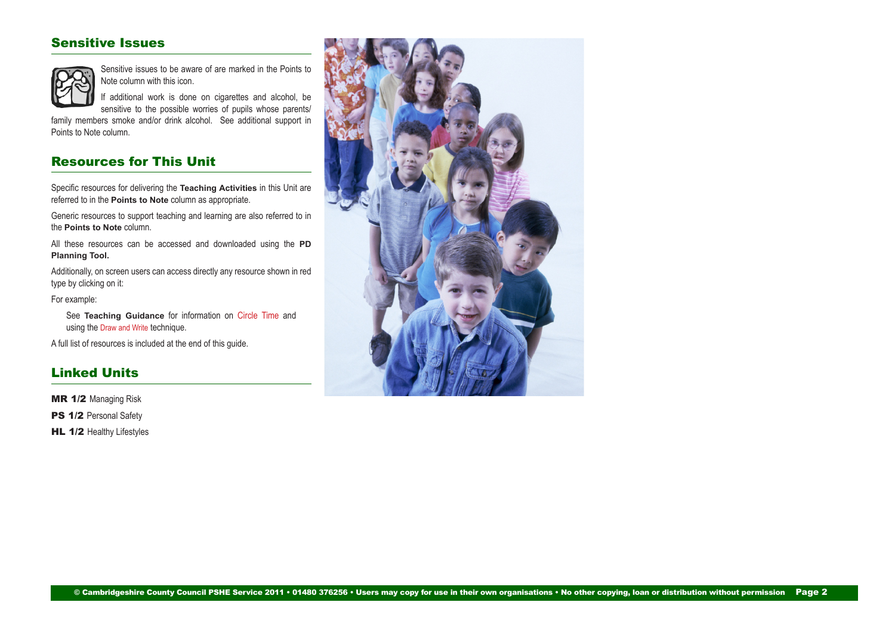## Sensitive Issues

Sensitive issues to be aware of are marked in the Points to Note column with this icon.

If additional work is done on cigarettes and alcohol, be sensitive to the possible worries of pupils whose parents/ family members smoke and/or drink alcohol. See additional support in Points to Note column.

## Resources for This Unit

Specific resources for delivering the **Teaching Activities** in this Unit are referred to in the **Points to Note** column as appropriate.

Generic resources to support teaching and learning are also referred to in the **Points to Note** column.

All these resources can be accessed and downloaded using the **PD Planning Tool.**

Additionally, on screen users can access directly any resource shown in red type by clicking on it:

For example:

> See **Teaching Guidance** for information on Circle Time and using the Draw and Write technique.

A full list of resources is included at the end of this guide.

## Linked Units

**MR 1/2** Managing Risk

**PS 1/2** Personal Safety

**HL 1/2** Healthy Lifestyles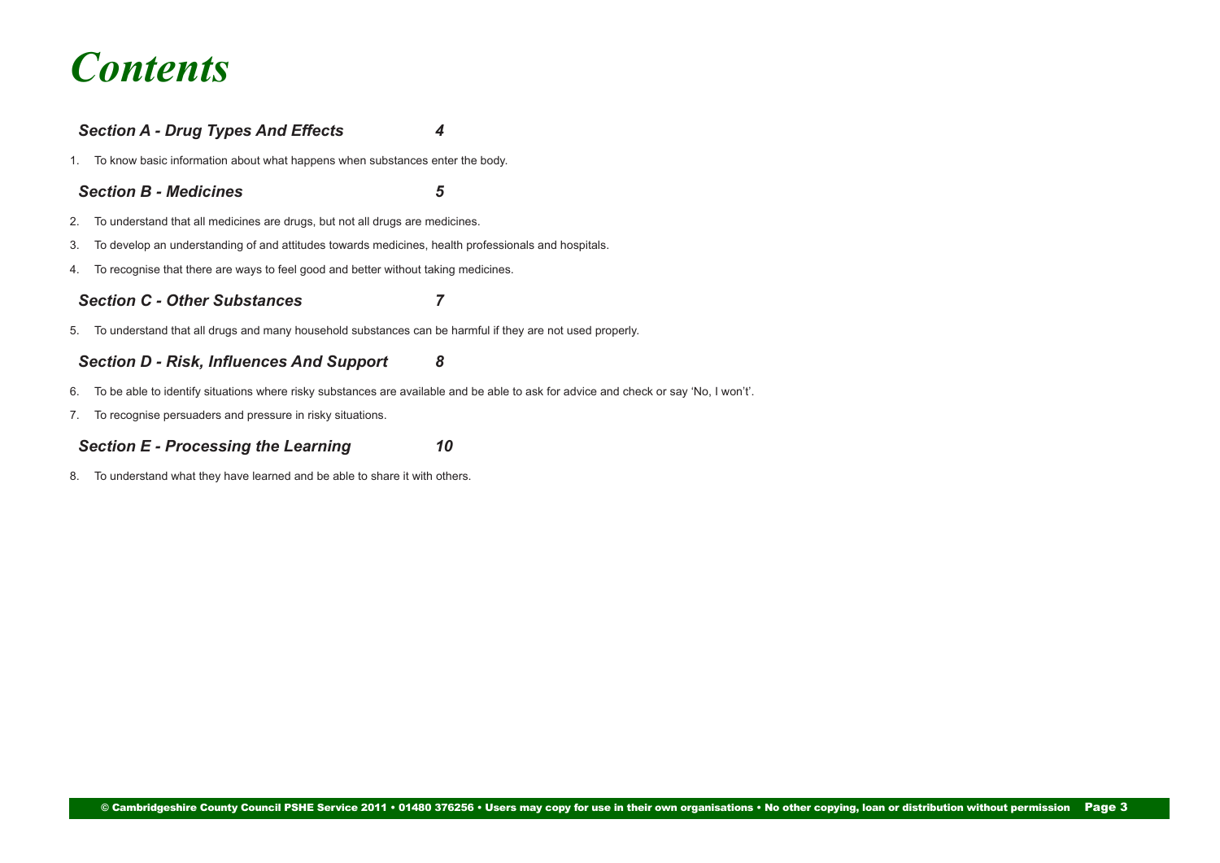# *Contents*

***Section A - Drug Types And Effects*** ***4***

1. To know basic information about what happens when substances enter the body.

***Section B - Medicines*** ***5***

2. To understand that all medicines are drugs, but not all drugs are medicines.
3. To develop an understanding of and attitudes towards medicines, health professionals and hospitals.
4. To recognise that there are ways to feel good and better without taking medicines.

***Section C - Other Substances*** ***7***

5. To understand that all drugs and many household substances can be harmful if they are not used properly.

***Section D - Risk, Influences And Support*** ***8***

6. To be able to identify situations where risky substances are available and be able to ask for advice and check or say 'No, I won't'.
7. To recognise persuaders and pressure in risky situations.

***Section E - Processing the Learning*** ***10***

8. To understand what they have learned and be able to share it with others.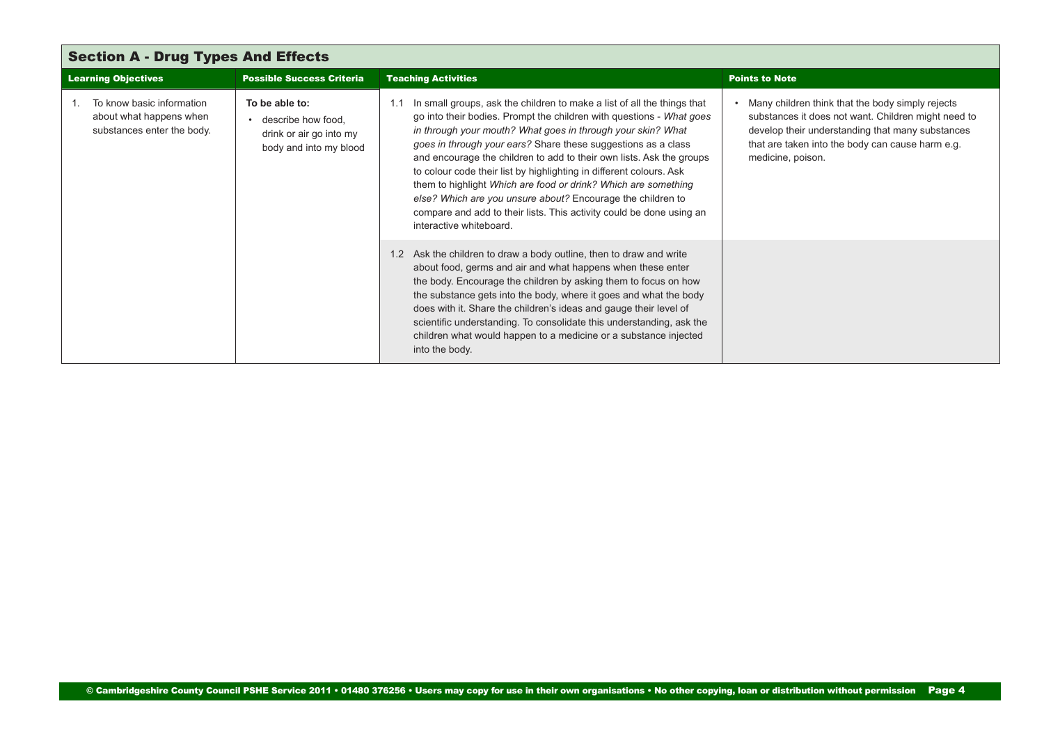## Section A - Drug Types And Effects

| Learning Objectives | Possible Success Criteria | Teaching Activities | Points to Note |
|---|---|---|---|
| 1. To know basic information about what happens when substances enter the body. | **To be able to:**<br>• describe how food, drink or air go into my body and into my blood | 1.1 In small groups, ask the children to make a list of all the things that go into their bodies. Prompt the children with questions - *What goes in through your mouth? What goes in through your skin? What goes in through your ears?* Share these suggestions as a class and encourage the children to add to their own lists. Ask the groups to colour code their list by highlighting in different colours. Ask them to highlight *Which are food or drink? Which are something else? Which are you unsure about?* Encourage the children to compare and add to their lists. This activity could be done using an interactive whiteboard. | • Many children think that the body simply rejects substances it does not want. Children might need to develop their understanding that many substances that are taken into the body can cause harm e.g. medicine, poison. |
| | | 1.2 Ask the children to draw a body outline, then to draw and write about food, germs and air and what happens when these enter the body. Encourage the children by asking them to focus on how the substance gets into the body, where it goes and what the body does with it. Share the children's ideas and gauge their level of scientific understanding. To consolidate this understanding, ask the children what would happen to a medicine or a substance injected into the body. | |

© Cambridgeshire County Council PSHE Service 2011 • 01480 376256 • Users may copy for use in their own organisations • No other copying, loan or distribution without permission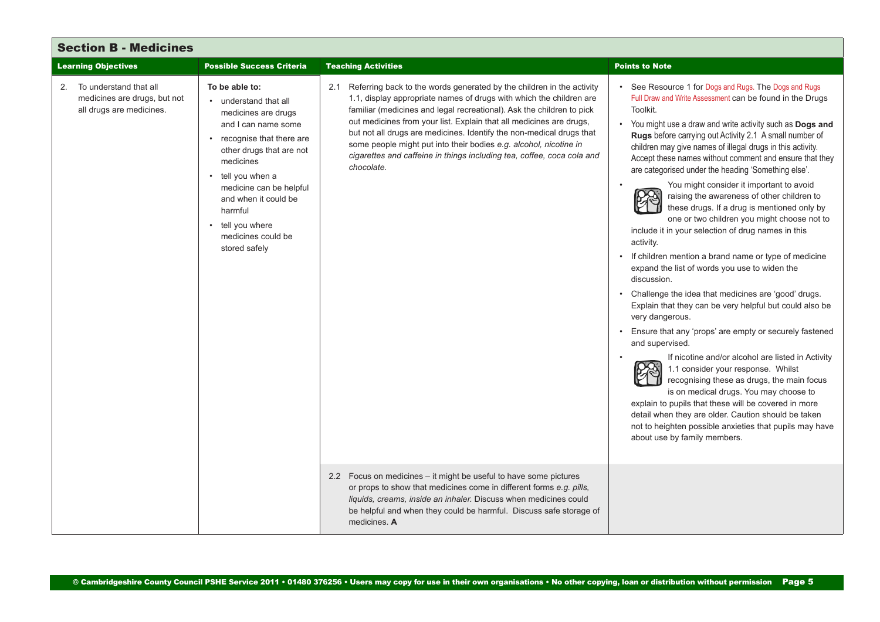## Section B - Medicines

| Learning Objectives | Possible Success Criteria | Teaching Activities | Points to Note |
|---|---|---|---|
| 2. To understand that all medicines are drugs, but not all drugs are medicines. | **To be able to:**<br>• understand that all medicines are drugs and I can name some<br>• recognise that there are other drugs that are not medicines<br>• tell you when a medicine can be helpful and when it could be harmful<br>• tell you where medicines could be stored safely | 2.1 Referring back to the words generated by the children in the activity 1.1, display appropriate names of drugs with which the children are familiar (medicines and legal recreational). Ask the children to pick out medicines from your list. Explain that all medicines are drugs, but not all drugs are medicines. Identify the non-medical drugs that some people might put into their bodies *e.g. alcohol, nicotine in cigarettes and caffeine in things including tea, coffee, coca cola and chocolate.* | • See Resource 1 for Dogs and Rugs. The Dogs and Rugs Full Draw and Write Assessment can be found in the Drugs Toolkit.<br>• You might use a draw and write activity such as **Dogs and Rugs** before carrying out Activity 2.1 A small number of children may give names of illegal drugs in this activity. Accept these names without comment and ensure that they are categorised under the heading 'Something else'.<br>• You might consider it important to avoid raising the awareness of other children to these drugs. If a drug is mentioned only by one or two children you might choose not to include it in your selection of drug names in this activity.<br>• If children mention a brand name or type of medicine expand the list of words you use to widen the discussion.<br>• Challenge the idea that medicines are 'good' drugs. Explain that they can be very helpful but could also be very dangerous.<br>• Ensure that any 'props' are empty or securely fastened and supervised.<br>• If nicotine and/or alcohol are listed in Activity 1.1 consider your response. Whilst recognising these as drugs, the main focus is on medical drugs. You may choose to explain to pupils that these will be covered in more detail when they are older. Caution should be taken not to heighten possible anxieties that pupils may have about use by family members. |
| | | 2.2 Focus on medicines – it might be useful to have some pictures or props to show that medicines come in different forms *e.g. pills, liquids, creams, inside an inhaler.* Discuss when medicines could be helpful and when they could be harmful. Discuss safe storage of medicines. **A** | |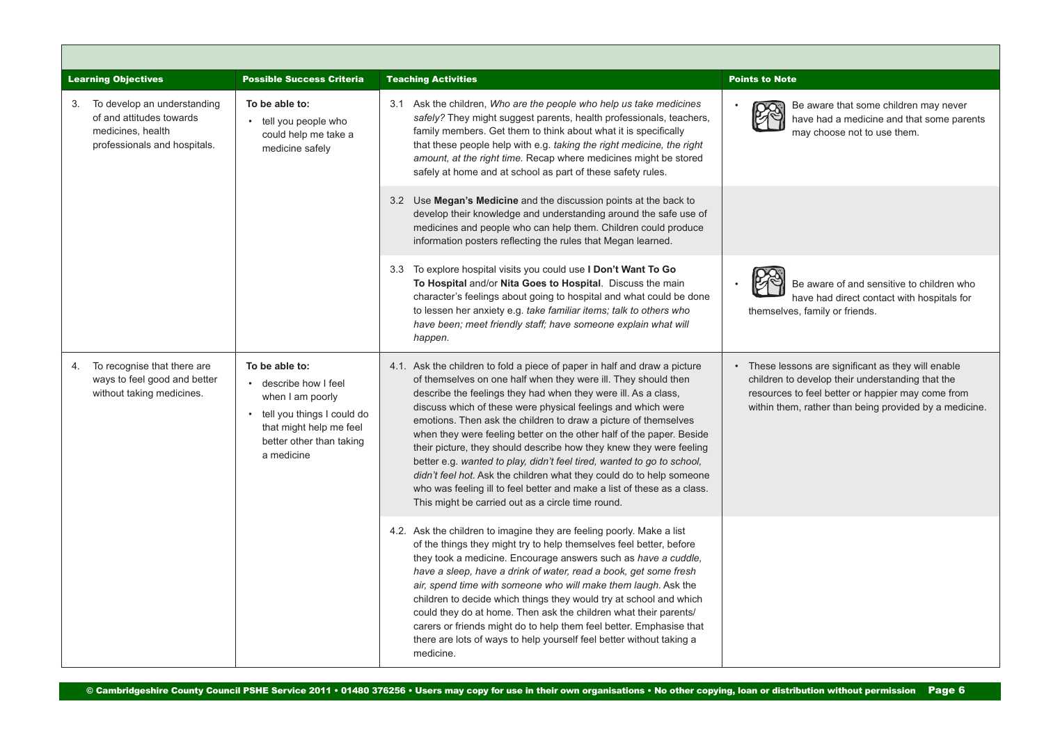| Learning Objectives | Possible Success Criteria | Teaching Activities | Points to Note |
|---|---|---|---|
| 3. To develop an understanding of and attitudes towards medicines, health professionals and hospitals. | **To be able to:** <br>• tell you people who could help me take a medicine safely | 3.1 Ask the children, *Who are the people who help us take medicines safely?* They might suggest parents, health professionals, teachers, family members. Get them to think about what it is specifically that these people help with e.g. *taking the right medicine, the right amount, at the right time.* Recap where medicines might be stored safely at home and at school as part of these safety rules. | • Be aware that some children may never have had a medicine and that some parents may choose not to use them. |
| | | 3.2 Use **Megan's Medicine** and the discussion points at the back to develop their knowledge and understanding around the safe use of medicines and people who can help them. Children could produce information posters reflecting the rules that Megan learned. | |
| | | 3.3 To explore hospital visits you could use **I Don't Want To Go To Hospital** and/or **Nita Goes to Hospital**. Discuss the main character's feelings about going to hospital and what could be done to lessen her anxiety e.g. *take familiar items; talk to others who have been; meet friendly staff; have someone explain what will happen.* | • Be aware of and sensitive to children who have had direct contact with hospitals for themselves, family or friends. |
| 4. To recognise that there are ways to feel good and better without taking medicines. | **To be able to:** <br>• describe how I feel when I am poorly <br>• tell you things I could do that might help me feel better other than taking a medicine | 4.1. Ask the children to fold a piece of paper in half and draw a picture of themselves on one half when they were ill. They should then describe the feelings they had when they were ill. As a class, discuss which of these were physical feelings and which were emotions. Then ask the children to draw a picture of themselves when they were feeling better on the other half of the paper. Beside their picture, they should describe how they knew they were feeling better e.g. *wanted to play, didn't feel tired, wanted to go to school, didn't feel hot.* Ask the children what they could do to help someone who was feeling ill to feel better and make a list of these as a class. This might be carried out as a circle time round. | • These lessons are significant as they will enable children to develop their understanding that the resources to feel better or happier may come from within them, rather than being provided by a medicine. |
| | | 4.2. Ask the children to imagine they are feeling poorly. Make a list of the things they might try to help themselves feel better, before they took a medicine. Encourage answers such as *have a cuddle, have a sleep, have a drink of water, read a book, get some fresh air, spend time with someone who will make them laugh.* Ask the children to decide which things they would try at school and which could they do at home. Then ask the children what their parents/carers or friends might do to help them feel better. Emphasise that there are lots of ways to help yourself feel better without taking a medicine. | |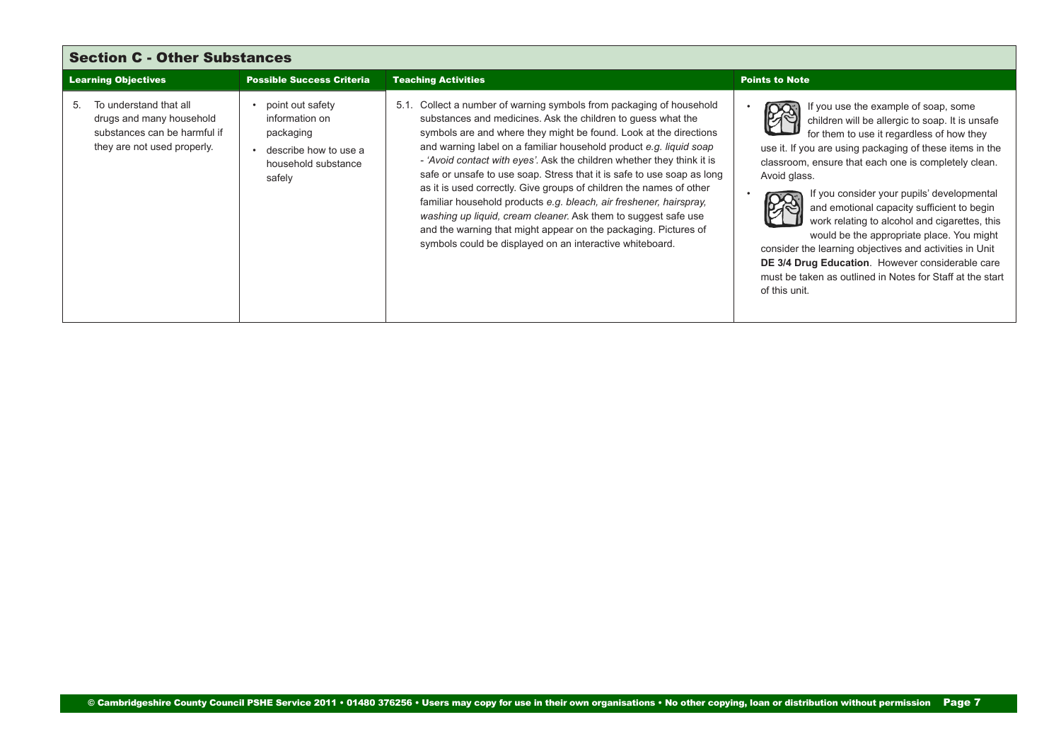## Section C - Other Substances

| Learning Objectives | Possible Success Criteria | Teaching Activities | Points to Note |
|---|---|---|---|
| 5. To understand that all drugs and many household substances can be harmful if they are not used properly. | • point out safety information on packaging<br>• describe how to use a household substance safely | 5.1. Collect a number of warning symbols from packaging of household substances and medicines. Ask the children to guess what the symbols are and where they might be found. Look at the directions and warning label on a familiar household product *e.g. liquid soap - 'Avoid contact with eyes'*. Ask the children whether they think it is safe or unsafe to use soap. Stress that it is safe to use soap as long as it is used correctly. Give groups of children the names of other familiar household products *e.g. bleach, air freshener, hairspray, washing up liquid, cream cleaner*. Ask them to suggest safe use and the warning that might appear on the packaging. Pictures of symbols could be displayed on an interactive whiteboard. | • If you use the example of soap, some children will be allergic to soap. It is unsafe for them to use it regardless of how they use it. If you are using packaging of these items in the classroom, ensure that each one is completely clean. Avoid glass.<br>• If you consider your pupils' developmental and emotional capacity sufficient to begin work relating to alcohol and cigarettes, this would be the appropriate place. You might consider the learning objectives and activities in Unit **DE 3/4 Drug Education**. However considerable care must be taken as outlined in Notes for Staff at the start of this unit. |

© Cambridgeshire County Council PSHE Service 2011 • 01480 376256 • Users may copy for use in their own organisations • No other copying, loan or distribution without permission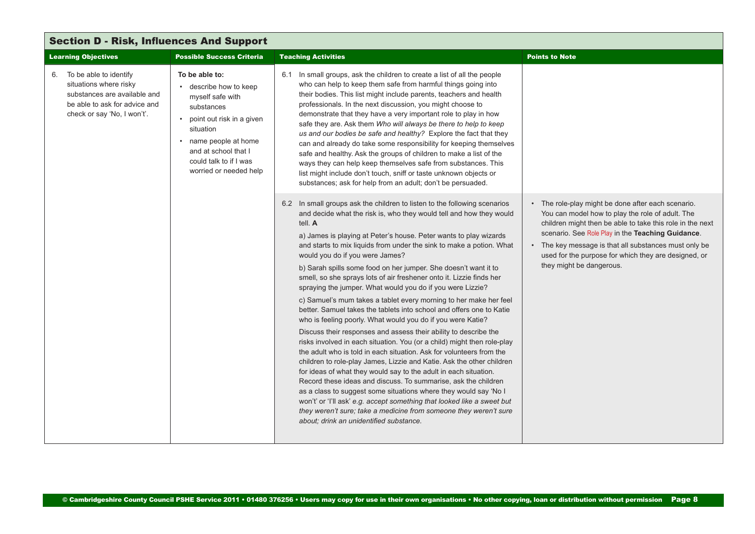## Section D - Risk, Influences And Support

| Learning Objectives | Possible Success Criteria | Teaching Activities | Points to Note |
|---|---|---|---|
| 6. To be able to identify situations where risky substances are available and be able to ask for advice and check or say 'No, I won't'. | **To be able to:**<br>• describe how to keep myself safe with substances<br>• point out risk in a given situation<br>• name people at home and at school that I could talk to if I was worried or needed help | 6.1 In small groups, ask the children to create a list of all the people who can help to keep them safe from harmful things going into their bodies. This list might include parents, teachers and health professionals. In the next discussion, you might choose to demonstrate that they have a very important role to play in how safe they are. Ask them *Who will always be there to help to keep us and our bodies be safe and healthy?* Explore the fact that they can and already do take some responsibility for keeping themselves safe and healthy. Ask the groups of children to make a list of the ways they can help keep themselves safe from substances. This list might include don't touch, sniff or taste unknown objects or substances; ask for help from an adult; don't be persuaded. | |
| | | 6.2 In small groups ask the children to listen to the following scenarios and decide what the risk is, who they would tell and how they would tell. **A**<br><br>a) James is playing at Peter's house. Peter wants to play wizards and starts to mix liquids from under the sink to make a potion. What would you do if you were James?<br><br>b) Sarah spills some food on her jumper. She doesn't want it to smell, so she sprays lots of air freshener onto it. Lizzie finds her spraying the jumper. What would you do if you were Lizzie?<br><br>c) Samuel's mum takes a tablet every morning to her make her feel better. Samuel takes the tablets into school and offers one to Katie who is feeling poorly. What would you do if you were Katie?<br><br>Discuss their responses and assess their ability to describe the risks involved in each situation. You (or a child) might then role-play the adult who is told in each situation. Ask for volunteers from the children to role-play James, Lizzie and Katie. Ask the other children for ideas of what they would say to the adult in each situation. Record these ideas and discuss. To summarise, ask the children as a class to suggest some situations where they would say 'No I won't' or 'I'll ask' *e.g. accept something that looked like a sweet but they weren't sure; take a medicine from someone they weren't sure about; drink an unidentified substance.* | • The role-play might be done after each scenario. You can model how to play the role of adult. The children might then be able to take this role in the next scenario. See Role Play in the **Teaching Guidance**.<br>• The key message is that all substances must only be used for the purpose for which they are designed, or they might be dangerous. |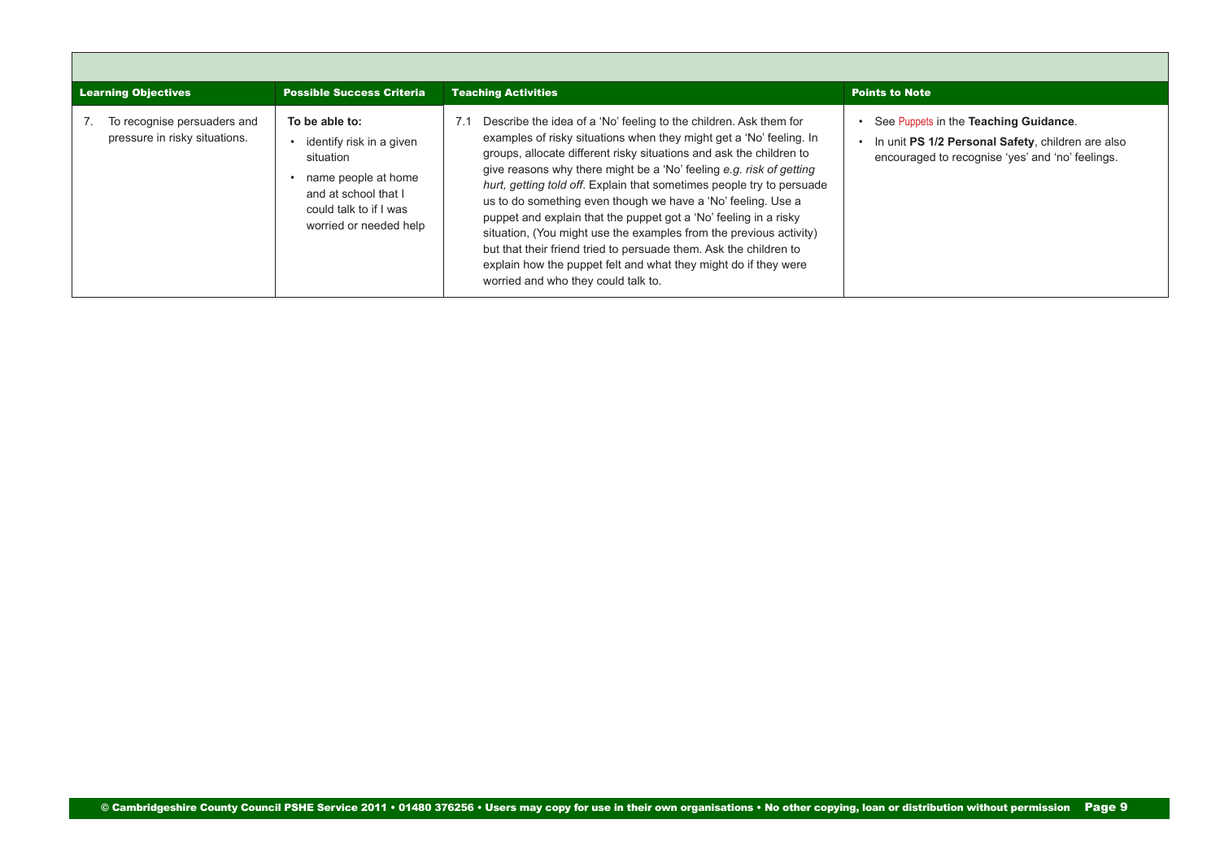| Learning Objectives | Possible Success Criteria | Teaching Activities | Points to Note |
|---|---|---|---|
| 7. To recognise persuaders and pressure in risky situations. | **To be able to:**<br>• identify risk in a given situation<br>• name people at home and at school that I could talk to if I was worried or needed help | 7.1 Describe the idea of a 'No' feeling to the children. Ask them for examples of risky situations when they might get a 'No' feeling. In groups, allocate different risky situations and ask the children to give reasons why there might be a 'No' feeling *e.g. risk of getting hurt, getting told off.* Explain that sometimes people try to persuade us to do something even though we have a 'No' feeling. Use a puppet and explain that the puppet got a 'No' feeling in a risky situation, (You might use the examples from the previous activity) but that their friend tried to persuade them. Ask the children to explain how the puppet felt and what they might do if they were worried and who they could talk to. | • See Puppets in the **Teaching Guidance**.<br>• In unit **PS 1/2 Personal Safety**, children are also encouraged to recognise 'yes' and 'no' feelings. |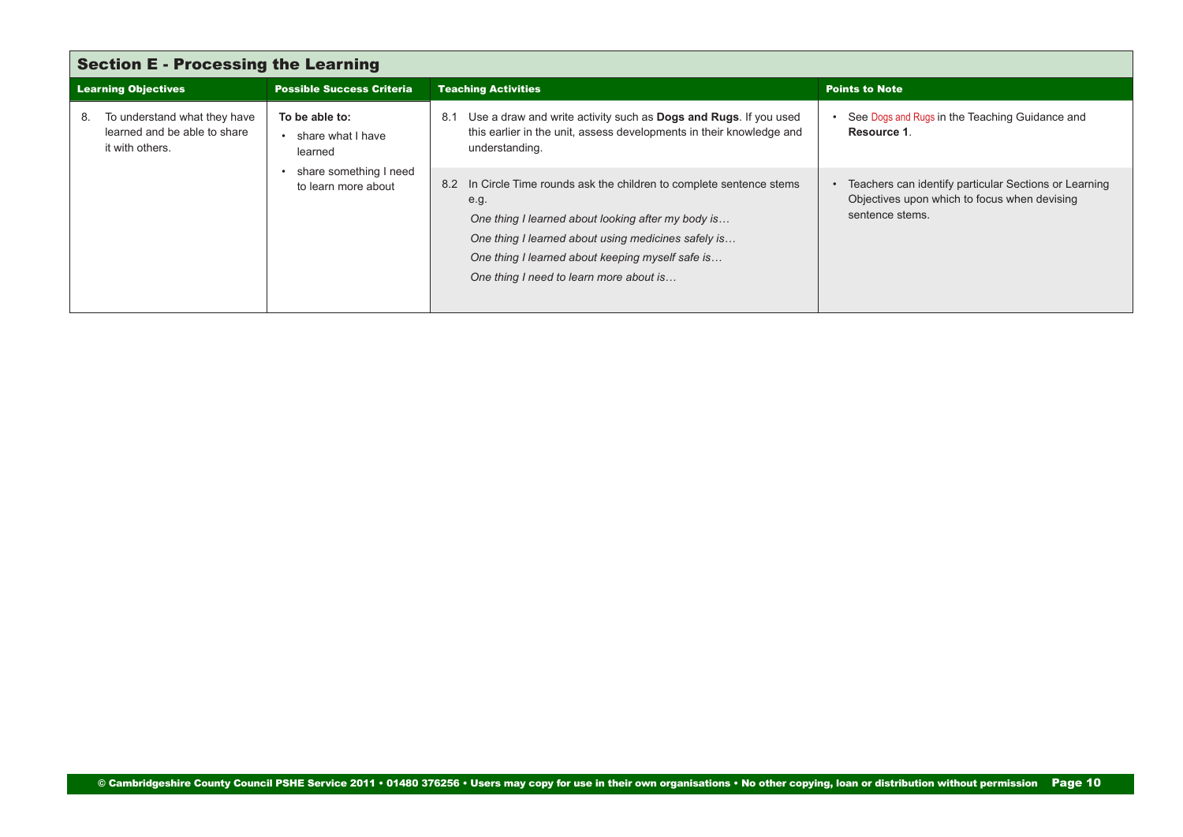## Section E - Processing the Learning

| Learning Objectives | Possible Success Criteria | Teaching Activities | Points to Note |
|---|---|---|---|
| 8. To understand what they have learned and be able to share it with others. | **To be able to:**<br>• share what I have learned<br>• share something I need to learn more about | 8.1 Use a draw and write activity such as **Dogs and Rugs**. If you used this earlier in the unit, assess developments in their knowledge and understanding. | • See Dogs and Rugs in the Teaching Guidance and **Resource 1**. |
| | | 8.2 In Circle Time rounds ask the children to complete sentence stems e.g.<br>*One thing I learned about looking after my body is…*<br>*One thing I learned about using medicines safely is…*<br>*One thing I learned about keeping myself safe is…*<br>*One thing I need to learn more about is…* | • Teachers can identify particular Sections or Learning Objectives upon which to focus when devising sentence stems. |

© Cambridgeshire County Council PSHE Service 2011 • 01480 376256 • Users may copy for use in their own organisations • No other copying, loan or distribution without permission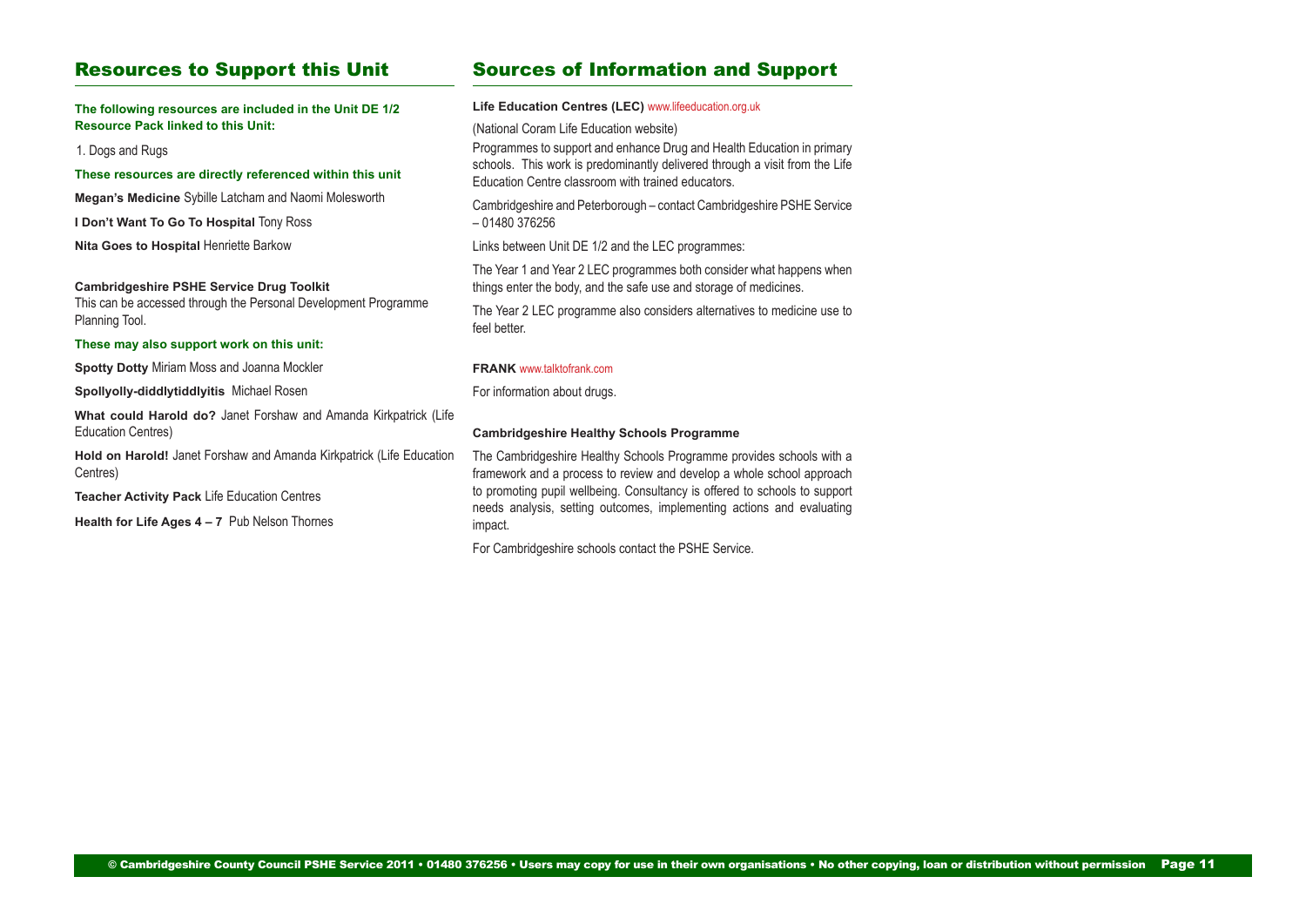## Resources to Support this Unit

**The following resources are included in the Unit DE 1/2 Resource Pack linked to this Unit:**

1. Dogs and Rugs

**These resources are directly referenced within this unit**

**Megan's Medicine** Sybille Latcham and Naomi Molesworth

**I Don't Want To Go To Hospital** Tony Ross

**Nita Goes to Hospital** Henriette Barkow

**Cambridgeshire PSHE Service Drug Toolkit**
This can be accessed through the Personal Development Programme Planning Tool.

**These may also support work on this unit:**

**Spotty Dotty** Miriam Moss and Joanna Mockler

**Spollyolly-diddlytiddlyitis** Michael Rosen

**What could Harold do?** Janet Forshaw and Amanda Kirkpatrick (Life Education Centres)

**Hold on Harold!** Janet Forshaw and Amanda Kirkpatrick (Life Education Centres)

**Teacher Activity Pack** Life Education Centres

**Health for Life Ages 4 – 7** Pub Nelson Thornes

## Sources of Information and Support

**Life Education Centres (LEC)** www.lifeeducation.org.uk

(National Coram Life Education website)

Programmes to support and enhance Drug and Health Education in primary schools. This work is predominantly delivered through a visit from the Life Education Centre classroom with trained educators.

Cambridgeshire and Peterborough – contact Cambridgeshire PSHE Service – 01480 376256

Links between Unit DE 1/2 and the LEC programmes:

The Year 1 and Year 2 LEC programmes both consider what happens when things enter the body, and the safe use and storage of medicines.

The Year 2 LEC programme also considers alternatives to medicine use to feel better.

**FRANK** www.talktofrank.com

For information about drugs.

**Cambridgeshire Healthy Schools Programme**

The Cambridgeshire Healthy Schools Programme provides schools with a framework and a process to review and develop a whole school approach to promoting pupil wellbeing. Consultancy is offered to schools to support needs analysis, setting outcomes, implementing actions and evaluating impact.

For Cambridgeshire schools contact the PSHE Service.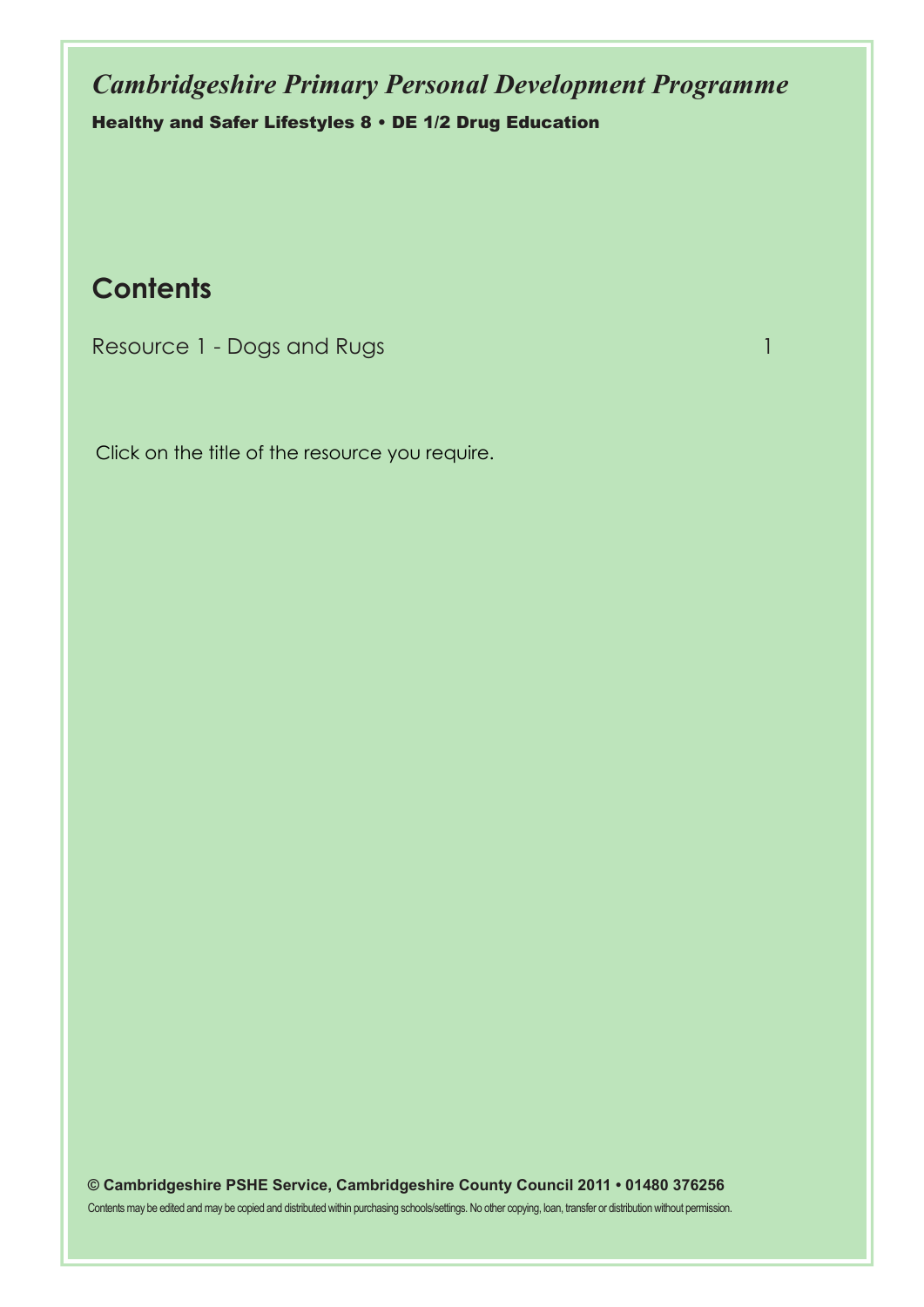*Cambridgeshire Primary Personal Development Programme*

**Healthy and Safer Lifestyles 8 • DE 1/2 Drug Education**

## Contents

Resource 1 - Dogs and Rugs 1

Click on the title of the resource you require.

**© Cambridgeshire PSHE Service, Cambridgeshire County Council 2011 • 01480 376256**

Contents may be edited and may be copied and distributed within purchasing schools/settings. No other copying, loan, transfer or distribution without permission.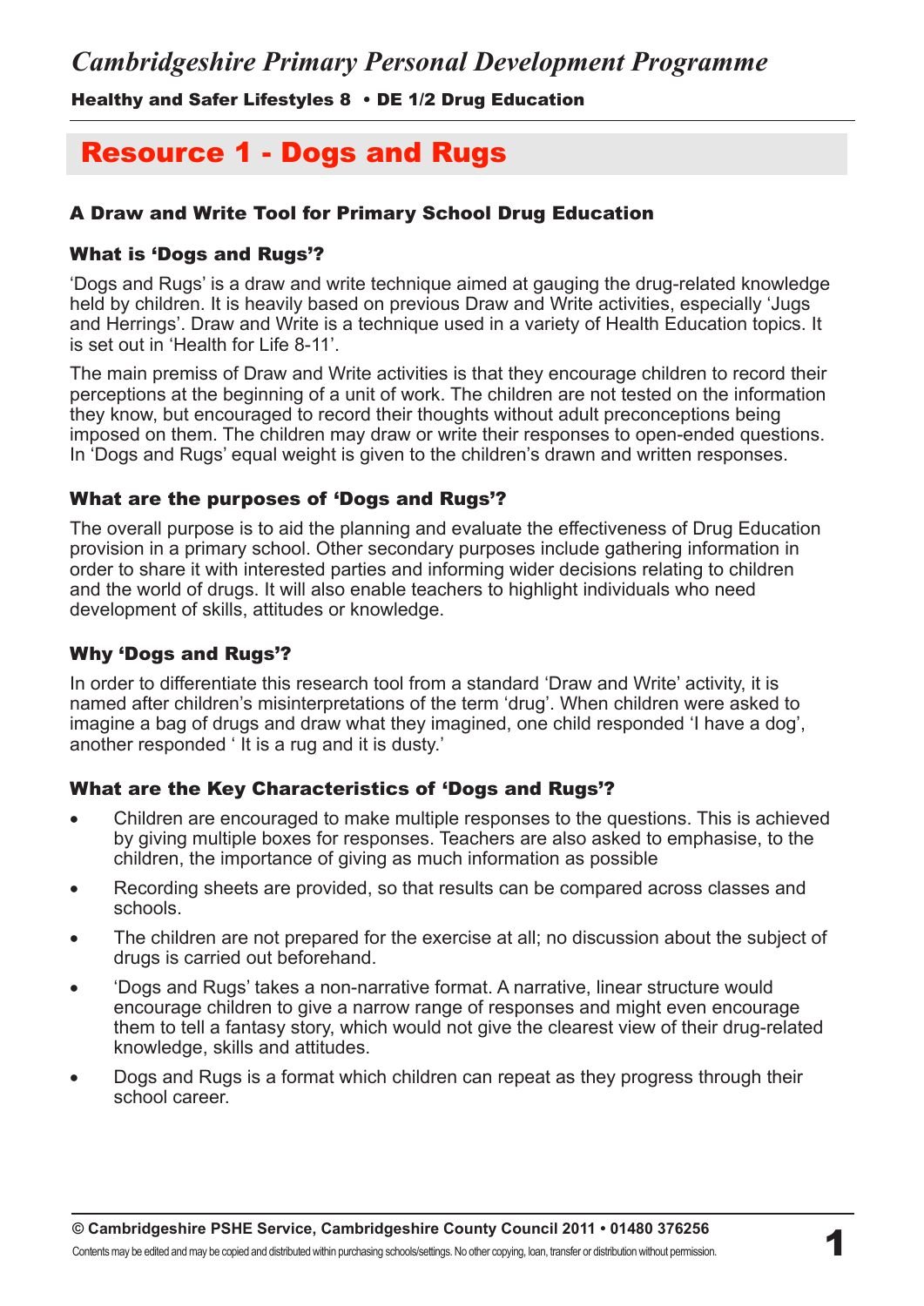## Resource 1 - Dogs and Rugs

### A Draw and Write Tool for Primary School Drug Education

#### What is 'Dogs and Rugs'?

'Dogs and Rugs' is a draw and write technique aimed at gauging the drug-related knowledge held by children. It is heavily based on previous Draw and Write activities, especially 'Jugs and Herrings'. Draw and Write is a technique used in a variety of Health Education topics. It is set out in 'Health for Life 8-11'.

The main premise of Draw and Write activities is that they encourage children to record their perceptions at the beginning of a unit of work. The children are not tested on the information they know, but encouraged to record their thoughts without adult preconceptions being imposed on them. The children may draw or write their responses to open-ended questions. In 'Dogs and Rugs' equal weight is given to the children's drawn and written responses.

#### What are the purposes of 'Dogs and Rugs'?

The overall purpose is to aid the planning and evaluate the effectiveness of Drug Education provision in a primary school. Other secondary purposes include gathering information in order to share it with interested parties and informing wider decisions relating to children and the world of drugs. It will also enable teachers to highlight individuals who need development of skills, attitudes or knowledge.

#### Why 'Dogs and Rugs'?

In order to differentiate this research tool from a standard 'Draw and Write' activity, it is named after children's misinterpretations of the term 'drug'. When children were asked to imagine a bag of drugs and draw what they imagined, one child responded 'I have a dog', another responded ' It is a rug and it is dusty.'

#### What are the Key Characteristics of 'Dogs and Rugs'?

- Children are encouraged to make multiple responses to the questions. This is achieved by giving multiple boxes for responses. Teachers are also asked to emphasise, to the children, the importance of giving as much information as possible
- Recording sheets are provided, so that results can be compared across classes and schools.
- The children are not prepared for the exercise at all; no discussion about the subject of drugs is carried out beforehand.
- 'Dogs and Rugs' takes a non-narrative format. A narrative, linear structure would encourage children to give a narrow range of responses and might even encourage them to tell a fantasy story, which would not give the clearest view of their drug-related knowledge, skills and attitudes.
- Dogs and Rugs is a format which children can repeat as they progress through their school career.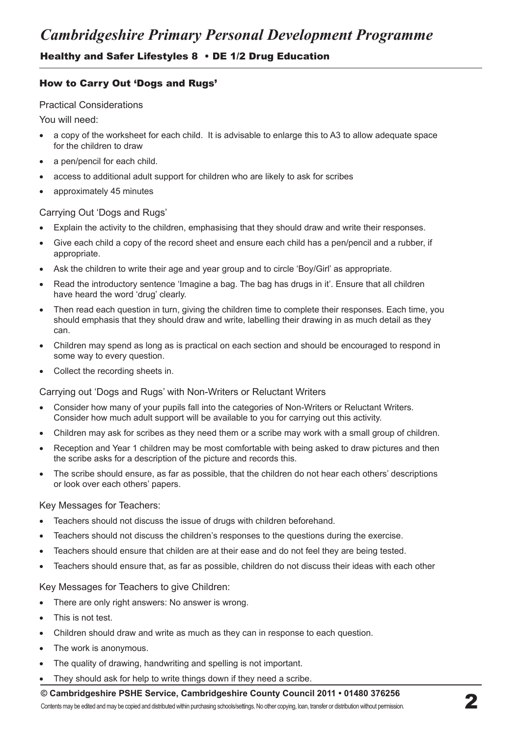## How to Carry Out 'Dogs and Rugs'

Practical Considerations

You will need:

- a copy of the worksheet for each child. It is advisable to enlarge this to A3 to allow adequate space for the children to draw
- a pen/pencil for each child.
- access to additional adult support for children who are likely to ask for scribes
- approximately 45 minutes

Carrying Out 'Dogs and Rugs'

- Explain the activity to the children, emphasising that they should draw and write their responses.
- Give each child a copy of the record sheet and ensure each child has a pen/pencil and a rubber, if appropriate.
- Ask the children to write their age and year group and to circle 'Boy/Girl' as appropriate.
- Read the introductory sentence 'Imagine a bag. The bag has drugs in it'. Ensure that all children have heard the word 'drug' clearly.
- Then read each question in turn, giving the children time to complete their responses. Each time, you should emphasis that they should draw and write, labelling their drawing in as much detail as they can.
- Children may spend as long as is practical on each section and should be encouraged to respond in some way to every question.
- Collect the recording sheets in.

Carrying out 'Dogs and Rugs' with Non-Writers or Reluctant Writers

- Consider how many of your pupils fall into the categories of Non-Writers or Reluctant Writers. Consider how much adult support will be available to you for carrying out this activity.
- Children may ask for scribes as they need them or a scribe may work with a small group of children.
- Reception and Year 1 children may be most comfortable with being asked to draw pictures and then the scribe asks for a description of the picture and records this.
- The scribe should ensure, as far as possible, that the children do not hear each others' descriptions or look over each others' papers.

Key Messages for Teachers:

- Teachers should not discuss the issue of drugs with children beforehand.
- Teachers should not discuss the children's responses to the questions during the exercise.
- Teachers should ensure that childen are at their ease and do not feel they are being tested.
- Teachers should ensure that, as far as possible, children do not discuss their ideas with each other

Key Messages for Teachers to give Children:

- There are only right answers: No answer is wrong.
- This is not test.
- Children should draw and write as much as they can in response to each question.
- The work is anonymous.
- The quality of drawing, handwriting and spelling is not important.
- They should ask for help to write things down if they need a scribe.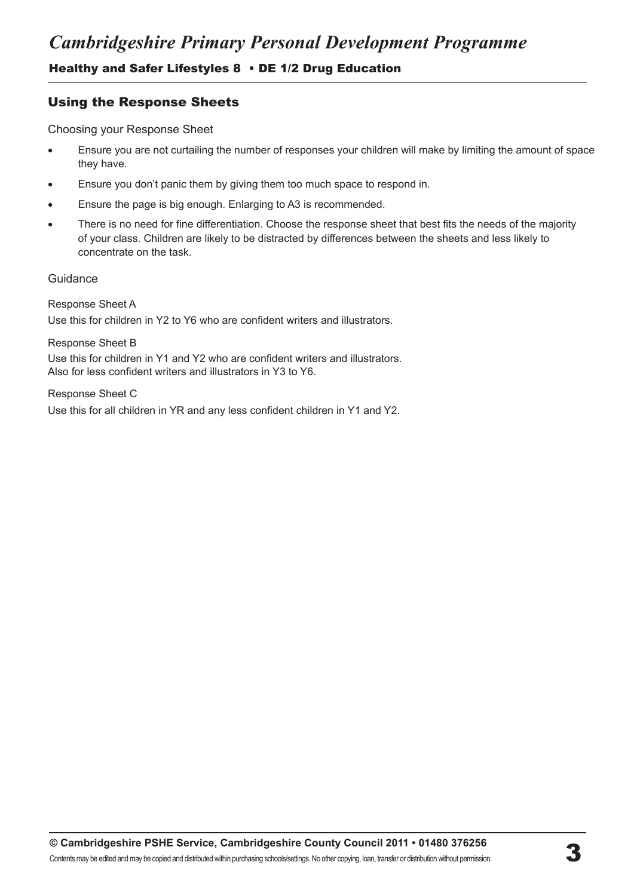## Using the Response Sheets

Choosing your Response Sheet

- Ensure you are not curtailing the number of responses your children will make by limiting the amount of space they have.
- Ensure you don't panic them by giving them too much space to respond in.
- Ensure the page is big enough. Enlarging to A3 is recommended.
- There is no need for fine differentiation. Choose the response sheet that best fits the needs of the majority of your class. Children are likely to be distracted by differences between the sheets and less likely to concentrate on the task.

Guidance

Response Sheet A

Use this for children in Y2 to Y6 who are confident writers and illustrators.

Response Sheet B

Use this for children in Y1 and Y2 who are confident writers and illustrators.
Also for less confident writers and illustrators in Y3 to Y6.

Response Sheet C

Use this for all children in YR and any less confident children in Y1 and Y2.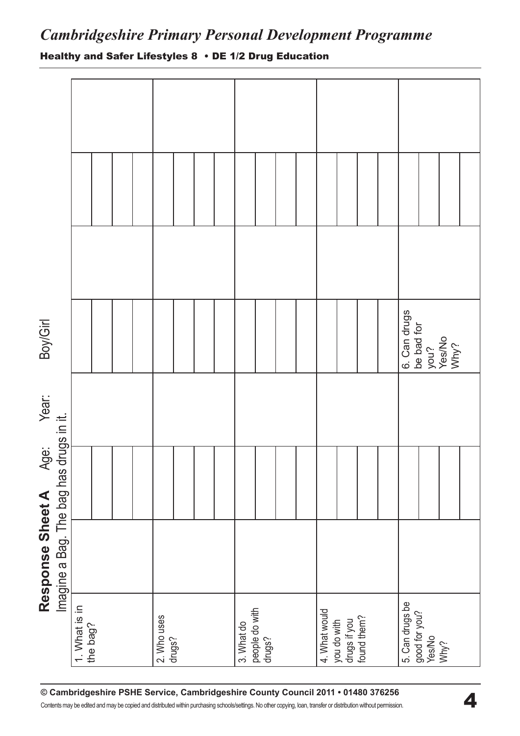## Response Sheet A

Age: Year: Boy/Girl

Imagine a Bag. The bag has drugs in it.

| | | | | | | | | | |
|---|---|---|---|---|---|---|---|---|---|
| 1. What is in the bag? | | | | | | | | | |
| 2. Who uses drugs? | | | | | | | | | |
| 3. What do people do with drugs? | | | | | | | | | |
| 4. What would you do with drugs if you found them? | | | | | | | | | |
| 5. Can drugs be good for you? Yes/No Why? | | | | 6. Can drugs be bad for you? Yes/No Why? | | | | | |

**© Cambridgeshire PSHE Service, Cambridgeshire County Council 2011 • 01480 376256**

Contents may be edited and may be copied and distributed within purchasing schools/settings. No other copying, loan, transfer or distribution without permission.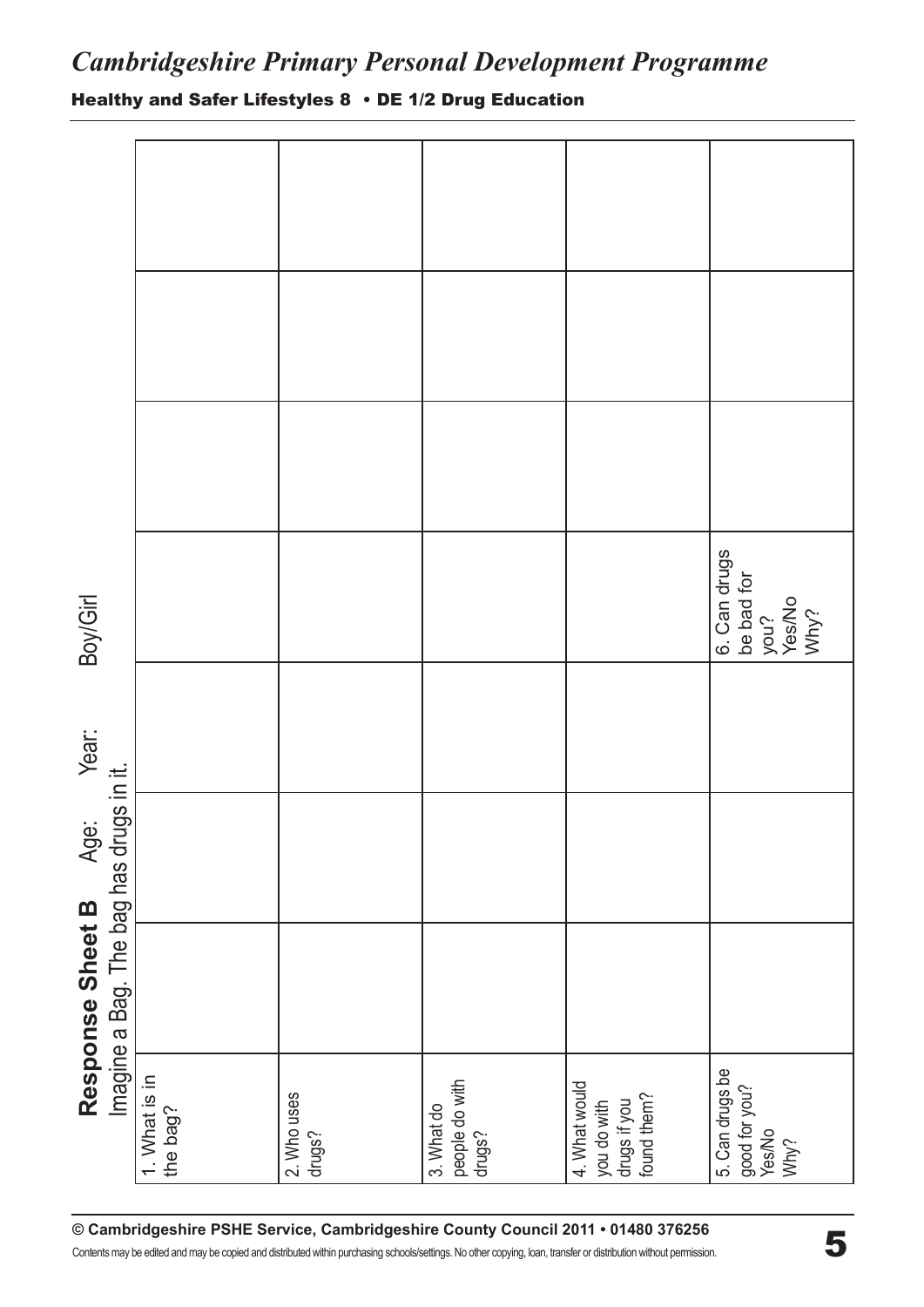## Response Sheet B  Age:  Year:  Boy/Girl

Imagine a Bag. The bag has drugs in it.

| | | | | | | | |
|---|---|---|---|---|---|---|---|
| 1. What is in the bag? | | | | | | | |
| 2. Who uses drugs? | | | | | | | |
| 3. What do people do with drugs? | | | | | | | |
| 4. What would you do with drugs if you found them? | | | | | | | |
| 5. Can drugs be good for you? Yes/No Why? | | | | 6. Can drugs be bad for you? Yes/No Why? | | | |

**© Cambridgeshire PSHE Service, Cambridgeshire County Council 2011 • 01480 376256**

Contents may be edited and may be copied and distributed within purchasing schools/settings. No other copying, loan, transfer or distribution without permission.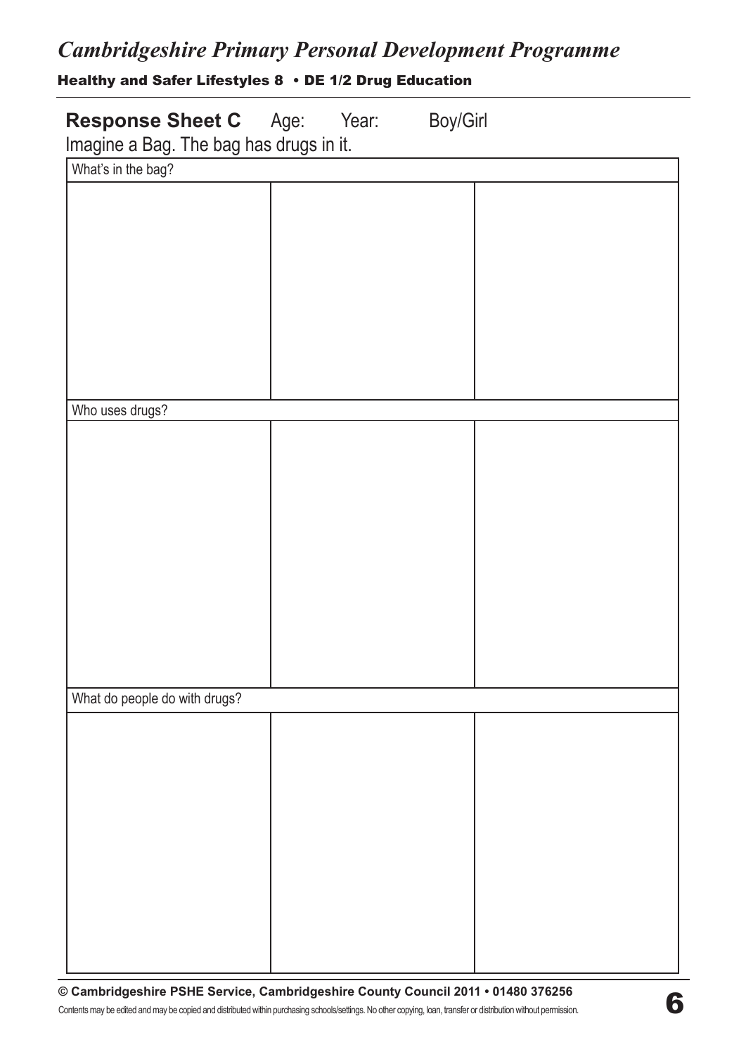**Response Sheet C** Age: Year: Boy/Girl

Imagine a Bag. The bag has drugs in it.

| What's in the bag? | | |
|---|---|---|
| | | |

| Who uses drugs? | | |
|---|---|---|
| | | |

| What do people do with drugs? | | |
|---|---|---|
| | | |

**© Cambridgeshire PSHE Service, Cambridgeshire County Council 2011 • 01480 376256**

Contents may be edited and may be copied and distributed within purchasing schools/settings. No other copying, loan, transfer or distribution without permission.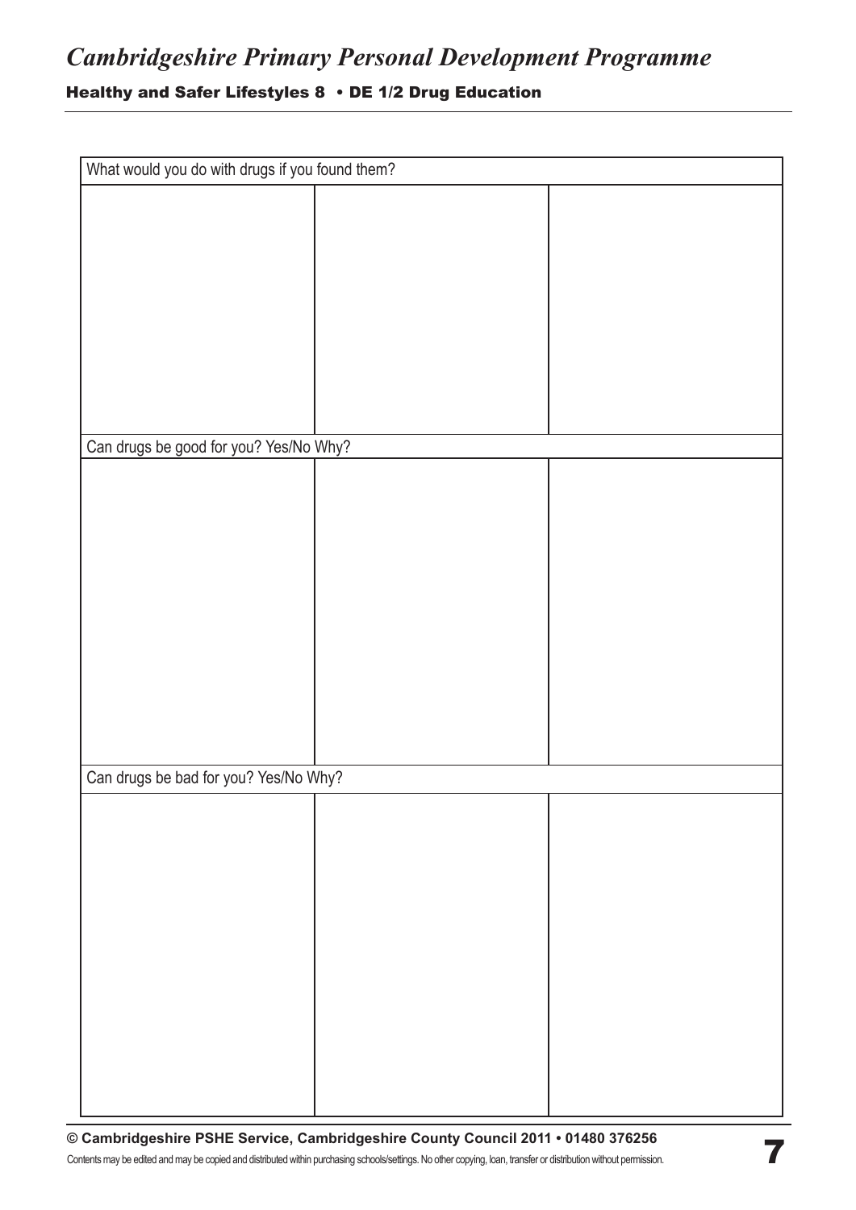| What would you do with drugs if you found them? | | |
|---|---|---|
| | | |
| **Can drugs be good for you? Yes/No Why?** | | |
| | | |
| **Can drugs be bad for you? Yes/No Why?** | | |
| | | |

**© Cambridgeshire PSHE Service, Cambridgeshire County Council 2011 • 01480 376256**

Contents may be edited and may be copied and distributed within purchasing schools/settings. No other copying, loan, transfer or distribution without permission.